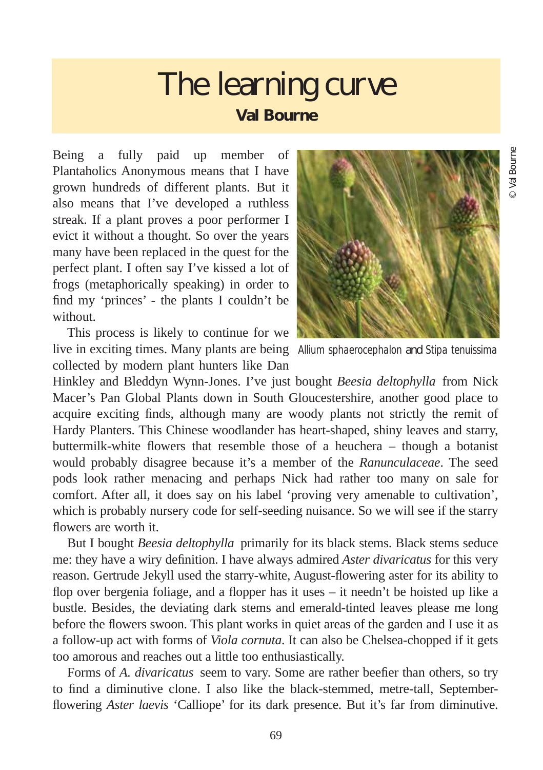# The learning curve

**Val Bourne**

Being a fully paid up member of Plantaholics Anonymous means that I have grown hundreds of different plants. But it also means that I've developed a ruthless streak. If a plant proves a poor performer I evict it without a thought. So over the years many have been replaced in the quest for the perfect plant. I often say I've kissed a lot of frogs (metaphorically speaking) in order to find my 'princes' - the plants I couldn't be without.

This process is likely to continue for we live in exciting times. Many plants are being collected by modern plant hunters like Dan Hinkley and Bleddyn Wynn-Jones. I've just bought *Beesia deltophylla* from Nick Macer's Pan Global Plants down in South Gloucestershire, another good place to acquire exciting finds, although many are woody plants not strictly the remit of Hardy Planters. This Chinese woodlander has heart-shaped, shiny leaves and starry, buttermilk-white flowers that resemble those of a heuchera – though a botanist would probably disagree because it's a member of the *Ranunculaceae*. The seed pods look rather menacing and perhaps Nick had rather too many on sale for comfort. After all, it does say on his label 'proving very amenable to cultivation', which is probably nursery code for self-seeding nuisance. So we will see if the starry flowers are worth it.

*Allium sphaerocephalon* and *Stipa tenuissima* © Val Bourne

But I bought *Beesia deltophylla* primarily for its black stems. Black stems seduce me: they have a wiry definition. I have always admired *Aster divaricatus* for this very reason. Gertrude Jekyll used the starry-white, August-flowering aster for its ability to flop over bergenia foliage, and a flopper has its uses – it needn't be hoisted up like a bustle. Besides, the deviating dark stems and emerald-tinted leaves please me long before the flowers swoon. This plant works in quiet areas of the garden and I use it as a follow-up act with forms of *Viola cornuta*. It can also be Chelsea-chopped if it gets too amorous and reaches out a little too enthusiastically.

Forms of *A. divaricatus* seem to vary. Some are rather beefier than others, so try to find a diminutive clone. I also like the black-stemmed, metre-tall, September-flowering *Aster laevis* 'Calliope' for its dark presence. But it's far from diminutive.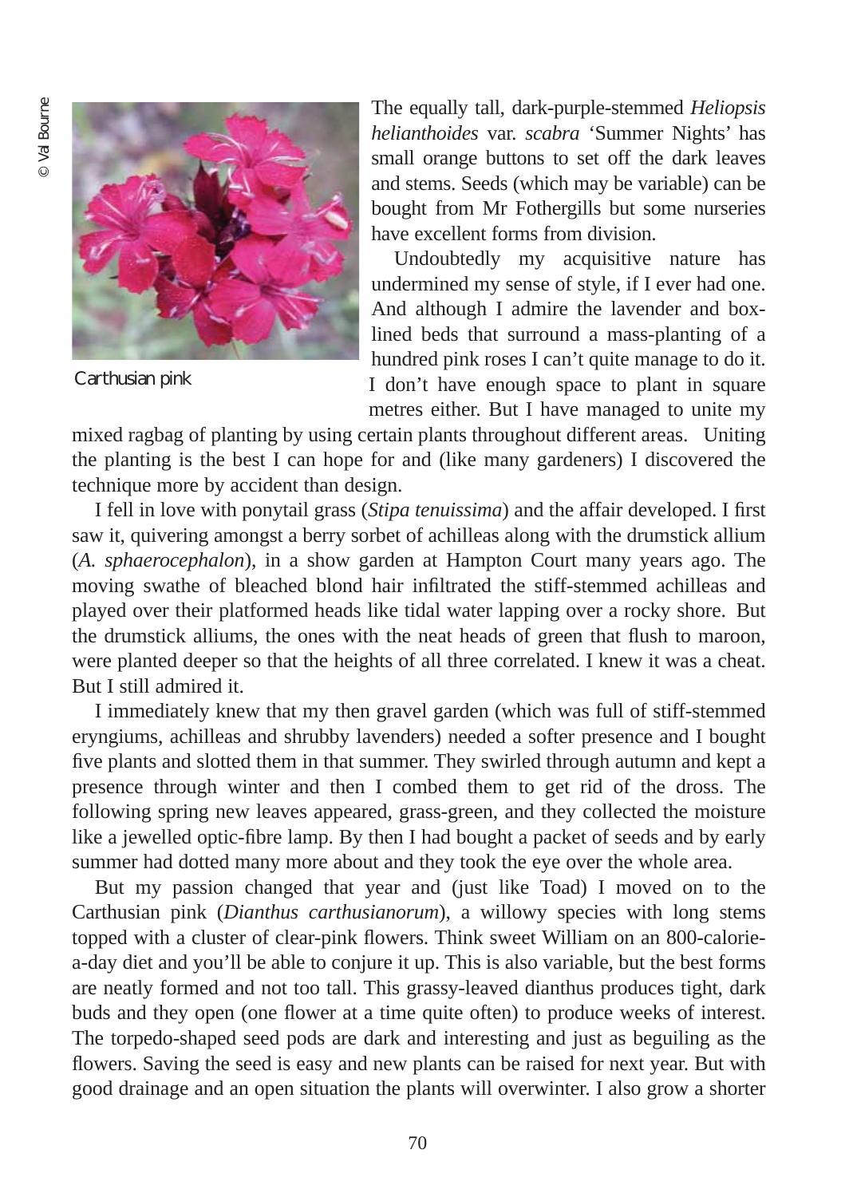Carthusian pink

The equally tall, dark-purple-stemmed *Heliopsis helianthoides* var. *scabra* 'Summer Nights' has small orange buttons to set off the dark leaves and stems. Seeds (which may be variable) can be bought from Mr Fothergills but some nurseries have excellent forms from division.

Undoubtedly my acquisitive nature has undermined my sense of style, if I ever had one. And although I admire the lavender and box-lined beds that surround a mass-planting of a hundred pink roses I can't quite manage to do it. I don't have enough space to plant in square metres either. But I have managed to unite my mixed ragbag of planting by using certain plants throughout different areas. Uniting the planting is the best I can hope for and (like many gardeners) I discovered the technique more by accident than design.

I fell in love with ponytail grass (*Stipa tenuissima*) and the affair developed. I first saw it, quivering amongst a berry sorbet of achilleas along with the drumstick allium (*A. sphaerocephalon*), in a show garden at Hampton Court many years ago. The moving swathe of bleached blond hair infiltrated the stiff-stemmed achilleas and played over their platformed heads like tidal water lapping over a rocky shore. But the drumstick alliums, the ones with the neat heads of green that flush to maroon, were planted deeper so that the heights of all three correlated. I knew it was a cheat. But I still admired it.

I immediately knew that my then gravel garden (which was full of stiff-stemmed eryngiums, achilleas and shrubby lavenders) needed a softer presence and I bought five plants and slotted them in that summer. They swirled through autumn and kept a presence through winter and then I combed them to get rid of the dross. The following spring new leaves appeared, grass-green, and they collected the moisture like a jewelled optic-fibre lamp. By then I had bought a packet of seeds and by early summer had dotted many more about and they took the eye over the whole area.

But my passion changed that year and (just like Toad) I moved on to the Carthusian pink (*Dianthus carthusianorum*), a willowy species with long stems topped with a cluster of clear-pink flowers. Think sweet William on an 800-calorie-a-day diet and you'll be able to conjure it up. This is also variable, but the best forms are neatly formed and not too tall. This grassy-leaved dianthus produces tight, dark buds and they open (one flower at a time quite often) to produce weeks of interest. The torpedo-shaped seed pods are dark and interesting and just as beguiling as the flowers. Saving the seed is easy and new plants can be raised for next year. But with good drainage and an open situation the plants will overwinter. I also grow a shorter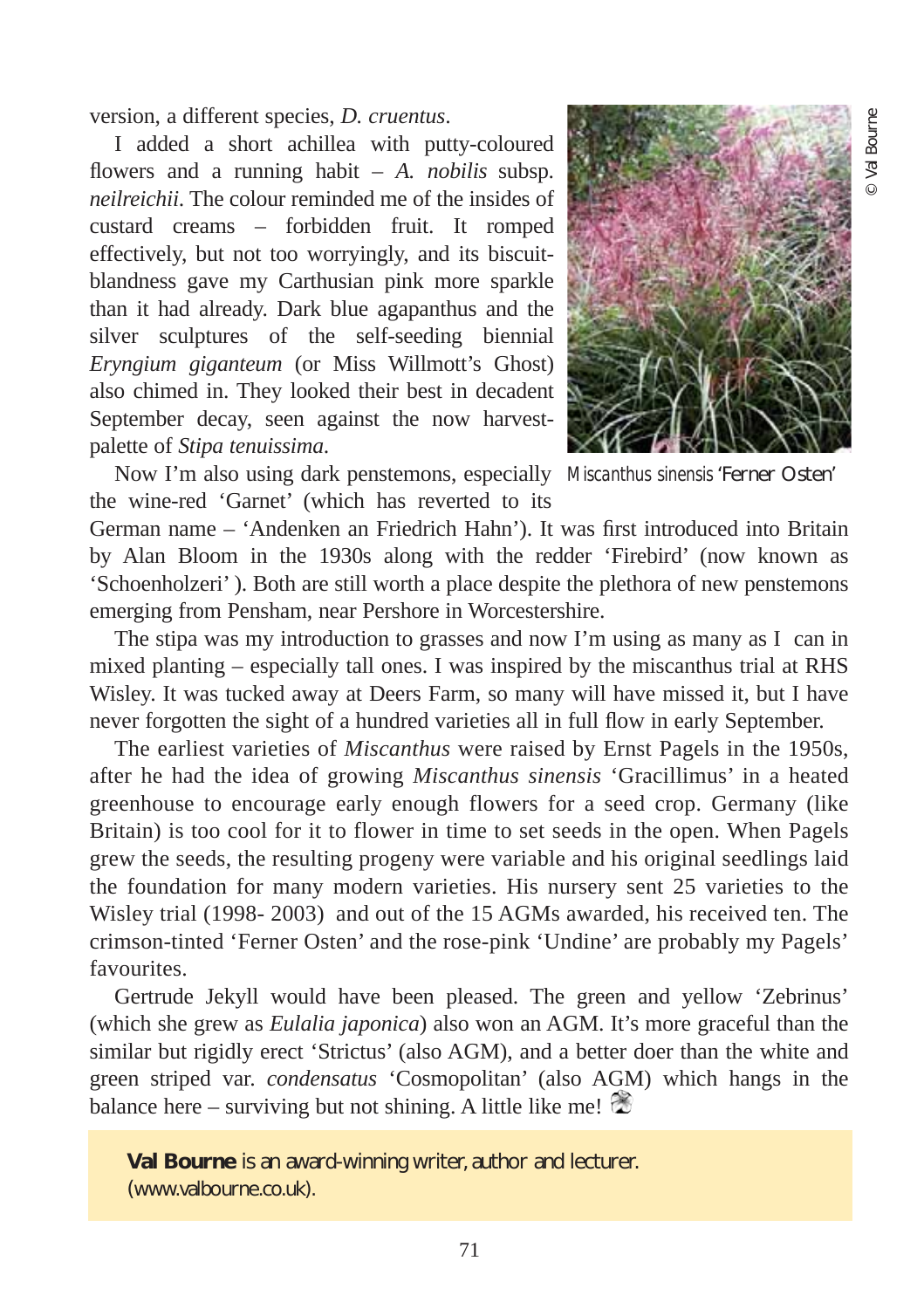version, a different species, *D. cruentus*.

I added a short achillea with putty-coloured flowers and a running habit – *A. nobilis* subsp. *neilreichii*. The colour reminded me of the insides of custard creams – forbidden fruit. It romped effectively, but not too worryingly, and its biscuit-blandness gave my Carthusian pink more sparkle than it had already. Dark blue agapanthus and the silver sculptures of the self-seeding biennial *Eryngium giganteum* (or Miss Willmott's Ghost) also chimed in. They looked their best in decadent September decay, seen against the now harvest-palette of *Stipa tenuissima*.

*Miscanthus sinensis* 'Ferner Osten'

© Val Bourne

Now I'm also using dark penstemons, especially the wine-red 'Garnet' (which has reverted to its German name – 'Andenken an Friedrich Hahn'). It was first introduced into Britain by Alan Bloom in the 1930s along with the redder 'Firebird' (now known as 'Schoenholzeri' ). Both are still worth a place despite the plethora of new penstemons emerging from Pensham, near Pershore in Worcestershire.

The stipa was my introduction to grasses and now I'm using as many as I can in mixed planting – especially tall ones. I was inspired by the miscanthus trial at RHS Wisley. It was tucked away at Deers Farm, so many will have missed it, but I have never forgotten the sight of a hundred varieties all in full flow in early September.

The earliest varieties of *Miscanthus* were raised by Ernst Pagels in the 1950s, after he had the idea of growing *Miscanthus sinensis* 'Gracillimus' in a heated greenhouse to encourage early enough flowers for a seed crop. Germany (like Britain) is too cool for it to flower in time to set seeds in the open. When Pagels grew the seeds, the resulting progeny were variable and his original seedlings laid the foundation for many modern varieties. His nursery sent 25 varieties to the Wisley trial (1998- 2003) and out of the 15 AGMs awarded, his received ten. The crimson-tinted 'Ferner Osten' and the rose-pink 'Undine' are probably my Pagels' favourites.

Gertrude Jekyll would have been pleased. The green and yellow 'Zebrinus' (which she grew as *Eulalia japonica*) also won an AGM. It's more graceful than the similar but rigidly erect 'Strictus' (also AGM), and a better doer than the white and green striped var. *condensatus* 'Cosmopolitan' (also AGM) which hangs in the balance here – surviving but not shining. A little like me!

**Val Bourne** is an award-winning writer, author and lecturer. (www.valbourne.co.uk).